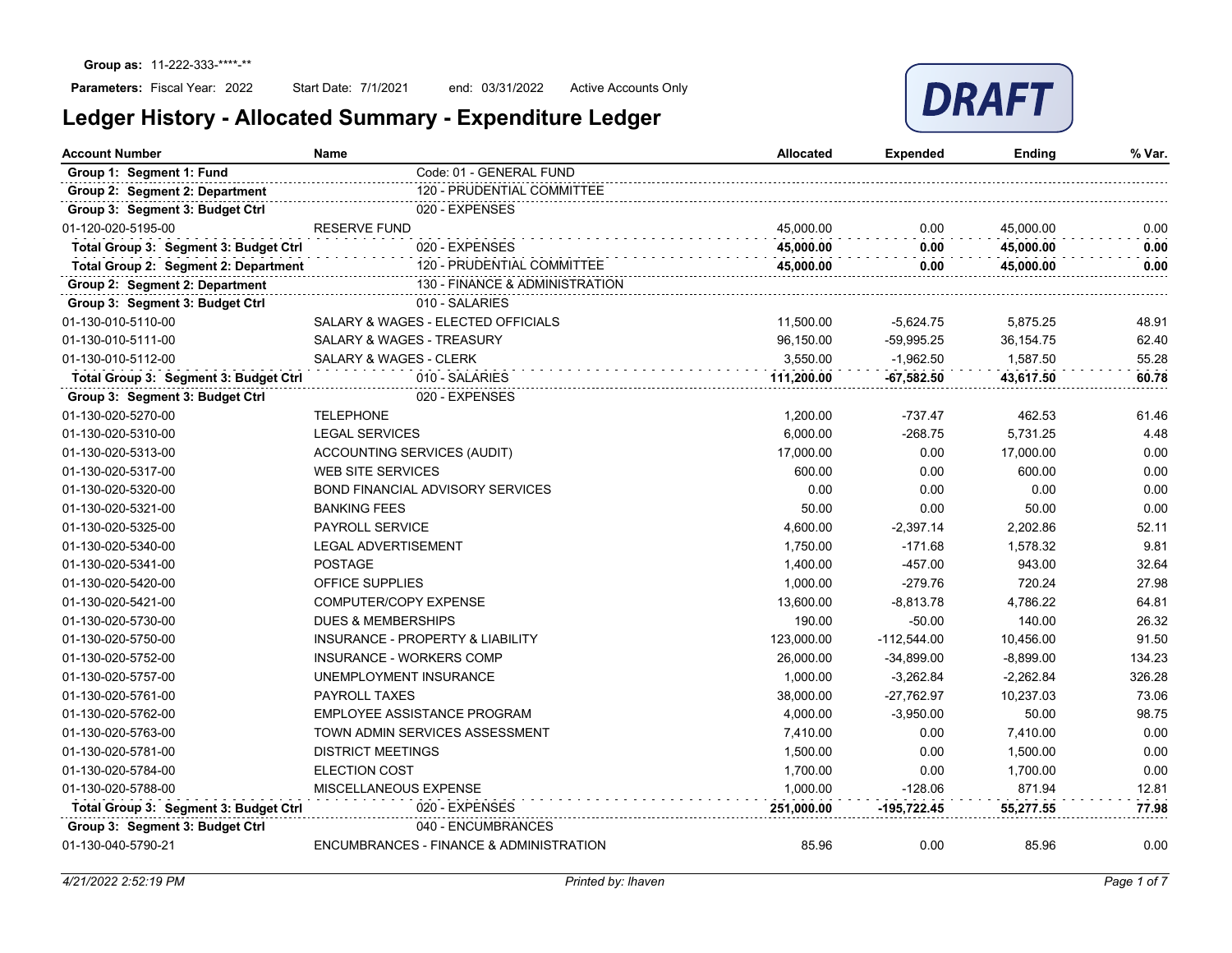**Group as:** 11-222-333-****-**

**Parameters:** Fiscal Year: 2022 Start Date: 7/1/2021 end: 03/31/2022 Active Accounts Only

DRAFT

# Ledger History - Allocated Summary - Expenditure Ledger

| Account Number | Name | | Allocated | Expended | Ending | % Var. |
|---|---|---|---|---|---|---|
| **Group 1: Segment 1: Fund** | | Code: 01 - GENERAL FUND | | | | |
| **Group 2: Segment 2: Department** | | 120 - PRUDENTIAL COMMITTEE | | | | |
| **Group 3: Segment 3: Budget Ctrl** | | 020 - EXPENSES | | | | |
| 01-120-020-5195-00 | RESERVE FUND | | 45,000.00 | 0.00 | 45,000.00 | 0.00 |
| **Total Group 3: Segment 3: Budget Ctrl** | | 020 - EXPENSES | **45,000.00** | **0.00** | **45,000.00** | **0.00** |
| **Total Group 2: Segment 2: Department** | | 120 - PRUDENTIAL COMMITTEE | **45,000.00** | **0.00** | **45,000.00** | **0.00** |
| **Group 2: Segment 2: Department** | | 130 - FINANCE & ADMINISTRATION | | | | |
| **Group 3: Segment 3: Budget Ctrl** | | 010 - SALARIES | | | | |
| 01-130-010-5110-00 | SALARY & WAGES - ELECTED OFFICIALS | | 11,500.00 | -5,624.75 | 5,875.25 | 48.91 |
| 01-130-010-5111-00 | SALARY & WAGES - TREASURY | | 96,150.00 | -59,995.25 | 36,154.75 | 62.40 |
| 01-130-010-5112-00 | SALARY & WAGES - CLERK | | 3,550.00 | -1,962.50 | 1,587.50 | 55.28 |
| **Total Group 3: Segment 3: Budget Ctrl** | | 010 - SALARIES | **111,200.00** | **-67,582.50** | **43,617.50** | **60.78** |
| **Group 3: Segment 3: Budget Ctrl** | | 020 - EXPENSES | | | | |
| 01-130-020-5270-00 | TELEPHONE | | 1,200.00 | -737.47 | 462.53 | 61.46 |
| 01-130-020-5310-00 | LEGAL SERVICES | | 6,000.00 | -268.75 | 5,731.25 | 4.48 |
| 01-130-020-5313-00 | ACCOUNTING SERVICES (AUDIT) | | 17,000.00 | 0.00 | 17,000.00 | 0.00 |
| 01-130-020-5317-00 | WEB SITE SERVICES | | 600.00 | 0.00 | 600.00 | 0.00 |
| 01-130-020-5320-00 | BOND FINANCIAL ADVISORY SERVICES | | 0.00 | 0.00 | 0.00 | 0.00 |
| 01-130-020-5321-00 | BANKING FEES | | 50.00 | 0.00 | 50.00 | 0.00 |
| 01-130-020-5325-00 | PAYROLL SERVICE | | 4,600.00 | -2,397.14 | 2,202.86 | 52.11 |
| 01-130-020-5340-00 | LEGAL ADVERTISEMENT | | 1,750.00 | -171.68 | 1,578.32 | 9.81 |
| 01-130-020-5341-00 | POSTAGE | | 1,400.00 | -457.00 | 943.00 | 32.64 |
| 01-130-020-5420-00 | OFFICE SUPPLIES | | 1,000.00 | -279.76 | 720.24 | 27.98 |
| 01-130-020-5421-00 | COMPUTER/COPY EXPENSE | | 13,600.00 | -8,813.78 | 4,786.22 | 64.81 |
| 01-130-020-5730-00 | DUES & MEMBERSHIPS | | 190.00 | -50.00 | 140.00 | 26.32 |
| 01-130-020-5750-00 | INSURANCE - PROPERTY & LIABILITY | | 123,000.00 | -112,544.00 | 10,456.00 | 91.50 |
| 01-130-020-5752-00 | INSURANCE - WORKERS COMP | | 26,000.00 | -34,899.00 | -8,899.00 | 134.23 |
| 01-130-020-5757-00 | UNEMPLOYMENT INSURANCE | | 1,000.00 | -3,262.84 | -2,262.84 | 326.28 |
| 01-130-020-5761-00 | PAYROLL TAXES | | 38,000.00 | -27,762.97 | 10,237.03 | 73.06 |
| 01-130-020-5762-00 | EMPLOYEE ASSISTANCE PROGRAM | | 4,000.00 | -3,950.00 | 50.00 | 98.75 |
| 01-130-020-5763-00 | TOWN ADMIN SERVICES ASSESSMENT | | 7,410.00 | 0.00 | 7,410.00 | 0.00 |
| 01-130-020-5781-00 | DISTRICT MEETINGS | | 1,500.00 | 0.00 | 1,500.00 | 0.00 |
| 01-130-020-5784-00 | ELECTION COST | | 1,700.00 | 0.00 | 1,700.00 | 0.00 |
| 01-130-020-5788-00 | MISCELLANEOUS EXPENSE | | 1,000.00 | -128.06 | 871.94 | 12.81 |
| **Total Group 3: Segment 3: Budget Ctrl** | | 020 - EXPENSES | **251,000.00** | **-195,722.45** | **55,277.55** | **77.98** |
| **Group 3: Segment 3: Budget Ctrl** | | 040 - ENCUMBRANCES | | | | |
| 01-130-040-5790-21 | ENCUMBRANCES - FINANCE & ADMINISTRATION | | 85.96 | 0.00 | 85.96 | 0.00 |

*4/21/2022 2:52:19 PM* *Printed by: lhaven*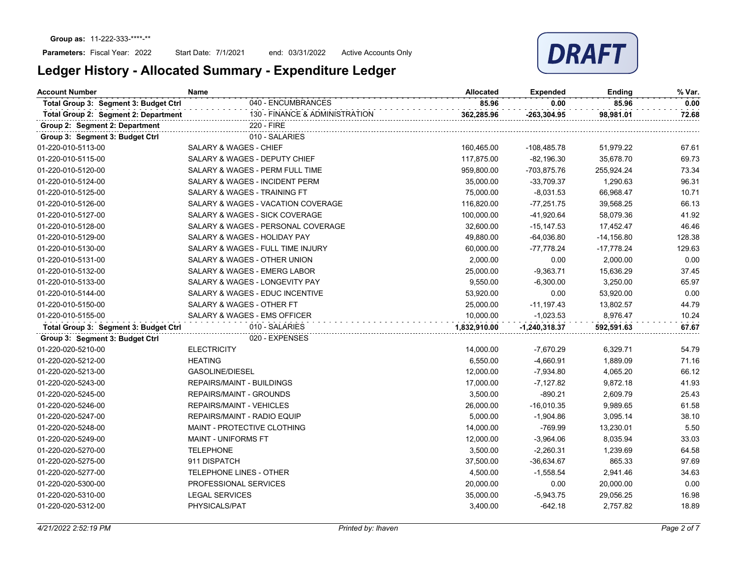**Group as:** 11-222-333-\*\*\*\*-\*\*

**Parameters:** Fiscal Year: 2022 Start Date: 7/1/2021 end: 03/31/2022 Active Accounts Only

DRAFT

# Ledger History - Allocated Summary - Expenditure Ledger

| Account Number | Name | Allocated | Expended | Ending | % Var. |
|---|---|---|---|---|---|
| **Total Group 3: Segment 3: Budget Ctrl** | 040 - ENCUMBRANCES | **85.96** | **0.00** | **85.96** | **0.00** |
| **Total Group 2: Segment 2: Department** | 130 - FINANCE & ADMINISTRATION | **362,285.96** | **-263,304.95** | **98,981.01** | **72.68** |
| **Group 2: Segment 2: Department** | 220 - FIRE | | | | |
| **Group 3: Segment 3: Budget Ctrl** | 010 - SALARIES | | | | |
| 01-220-010-5113-00 | SALARY & WAGES - CHIEF | 160,465.00 | -108,485.78 | 51,979.22 | 67.61 |
| 01-220-010-5115-00 | SALARY & WAGES - DEPUTY CHIEF | 117,875.00 | -82,196.30 | 35,678.70 | 69.73 |
| 01-220-010-5120-00 | SALARY & WAGES - PERM FULL TIME | 959,800.00 | -703,875.76 | 255,924.24 | 73.34 |
| 01-220-010-5124-00 | SALARY & WAGES - INCIDENT PERM | 35,000.00 | -33,709.37 | 1,290.63 | 96.31 |
| 01-220-010-5125-00 | SALARY & WAGES - TRAINING FT | 75,000.00 | -8,031.53 | 66,968.47 | 10.71 |
| 01-220-010-5126-00 | SALARY & WAGES - VACATION COVERAGE | 116,820.00 | -77,251.75 | 39,568.25 | 66.13 |
| 01-220-010-5127-00 | SALARY & WAGES - SICK COVERAGE | 100,000.00 | -41,920.64 | 58,079.36 | 41.92 |
| 01-220-010-5128-00 | SALARY & WAGES - PERSONAL COVERAGE | 32,600.00 | -15,147.53 | 17,452.47 | 46.46 |
| 01-220-010-5129-00 | SALARY & WAGES - HOLIDAY PAY | 49,880.00 | -64,036.80 | -14,156.80 | 128.38 |
| 01-220-010-5130-00 | SALARY & WAGES - FULL TIME INJURY | 60,000.00 | -77,778.24 | -17,778.24 | 129.63 |
| 01-220-010-5131-00 | SALARY & WAGES - OTHER UNION | 2,000.00 | 0.00 | 2,000.00 | 0.00 |
| 01-220-010-5132-00 | SALARY & WAGES - EMERG LABOR | 25,000.00 | -9,363.71 | 15,636.29 | 37.45 |
| 01-220-010-5133-00 | SALARY & WAGES - LONGEVITY PAY | 9,550.00 | -6,300.00 | 3,250.00 | 65.97 |
| 01-220-010-5144-00 | SALARY & WAGES - EDUC INCENTIVE | 53,920.00 | 0.00 | 53,920.00 | 0.00 |
| 01-220-010-5150-00 | SALARY & WAGES - OTHER FT | 25,000.00 | -11,197.43 | 13,802.57 | 44.79 |
| 01-220-010-5155-00 | SALARY & WAGES - EMS OFFICER | 10,000.00 | -1,023.53 | 8,976.47 | 10.24 |
| **Total Group 3: Segment 3: Budget Ctrl** | 010 - SALARIES | **1,832,910.00** | **-1,240,318.37** | **592,591.63** | **67.67** |
| **Group 3: Segment 3: Budget Ctrl** | 020 - EXPENSES | | | | |
| 01-220-020-5210-00 | ELECTRICITY | 14,000.00 | -7,670.29 | 6,329.71 | 54.79 |
| 01-220-020-5212-00 | HEATING | 6,550.00 | -4,660.91 | 1,889.09 | 71.16 |
| 01-220-020-5213-00 | GASOLINE/DIESEL | 12,000.00 | -7,934.80 | 4,065.20 | 66.12 |
| 01-220-020-5243-00 | REPAIRS/MAINT - BUILDINGS | 17,000.00 | -7,127.82 | 9,872.18 | 41.93 |
| 01-220-020-5245-00 | REPAIRS/MAINT - GROUNDS | 3,500.00 | -890.21 | 2,609.79 | 25.43 |
| 01-220-020-5246-00 | REPAIRS/MAINT - VEHICLES | 26,000.00 | -16,010.35 | 9,989.65 | 61.58 |
| 01-220-020-5247-00 | REPAIRS/MAINT - RADIO EQUIP | 5,000.00 | -1,904.86 | 3,095.14 | 38.10 |
| 01-220-020-5248-00 | MAINT - PROTECTIVE CLOTHING | 14,000.00 | -769.99 | 13,230.01 | 5.50 |
| 01-220-020-5249-00 | MAINT - UNIFORMS FT | 12,000.00 | -3,964.06 | 8,035.94 | 33.03 |
| 01-220-020-5270-00 | TELEPHONE | 3,500.00 | -2,260.31 | 1,239.69 | 64.58 |
| 01-220-020-5275-00 | 911 DISPATCH | 37,500.00 | -36,634.67 | 865.33 | 97.69 |
| 01-220-020-5277-00 | TELEPHONE LINES - OTHER | 4,500.00 | -1,558.54 | 2,941.46 | 34.63 |
| 01-220-020-5300-00 | PROFESSIONAL SERVICES | 20,000.00 | 0.00 | 20,000.00 | 0.00 |
| 01-220-020-5310-00 | LEGAL SERVICES | 35,000.00 | -5,943.75 | 29,056.25 | 16.98 |
| 01-220-020-5312-00 | PHYSICALS/PAT | 3,400.00 | -642.18 | 2,757.82 | 18.89 |

*4/21/2022 2:52:19 PM* *Printed by: lhaven*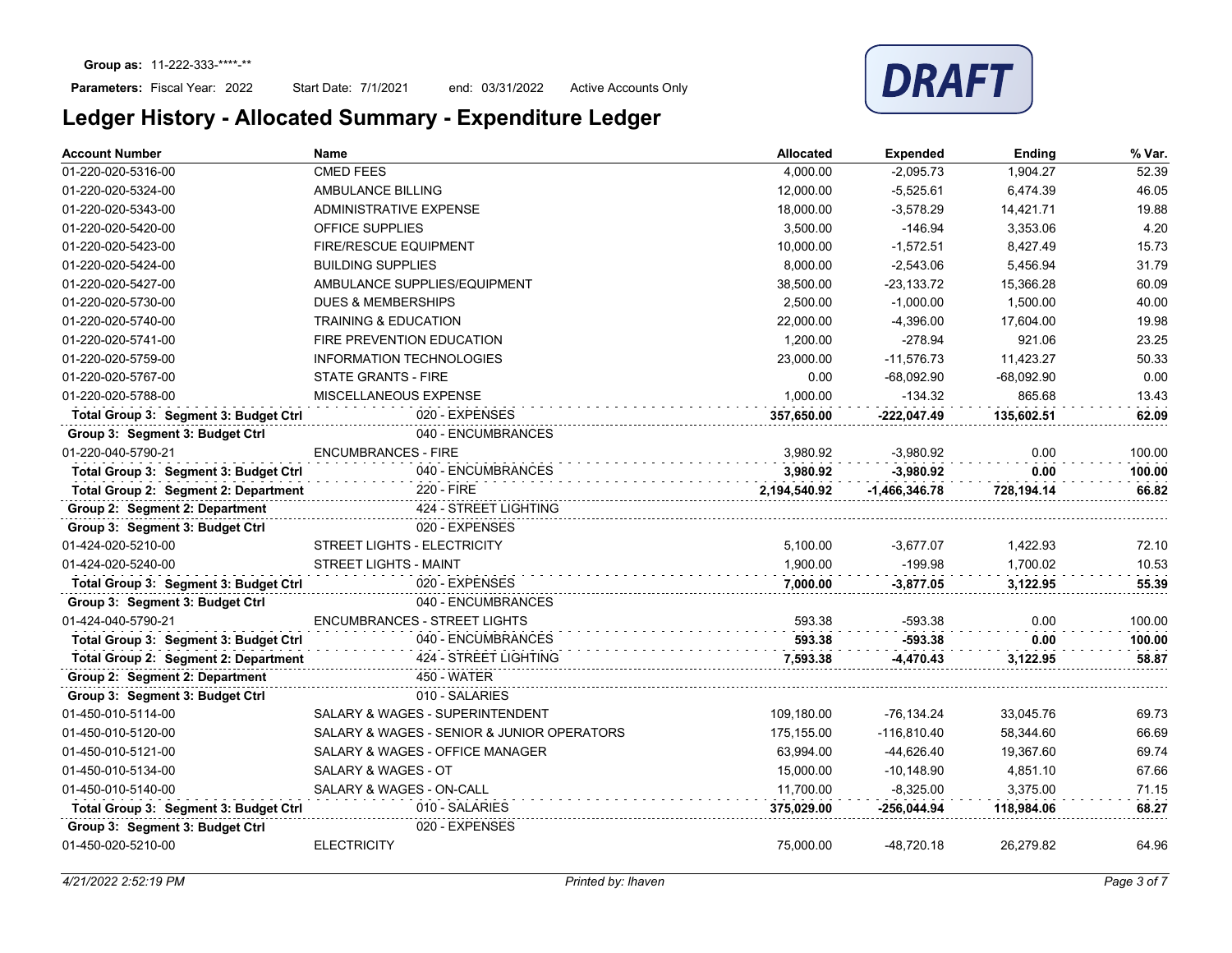**Group as:** 11-222-333-****-**

**Parameters:** Fiscal Year: 2022  Start Date: 7/1/2021  end: 03/31/2022  Active Accounts Only

DRAFT

# Ledger History - Allocated Summary - Expenditure Ledger

| Account Number | Name | Allocated | Expended | Ending | % Var. |
|---|---|---|---|---|---|
| 01-220-020-5316-00 | CMED FEES | 4,000.00 | -2,095.73 | 1,904.27 | 52.39 |
| 01-220-020-5324-00 | AMBULANCE BILLING | 12,000.00 | -5,525.61 | 6,474.39 | 46.05 |
| 01-220-020-5343-00 | ADMINISTRATIVE EXPENSE | 18,000.00 | -3,578.29 | 14,421.71 | 19.88 |
| 01-220-020-5420-00 | OFFICE SUPPLIES | 3,500.00 | -146.94 | 3,353.06 | 4.20 |
| 01-220-020-5423-00 | FIRE/RESCUE EQUIPMENT | 10,000.00 | -1,572.51 | 8,427.49 | 15.73 |
| 01-220-020-5424-00 | BUILDING SUPPLIES | 8,000.00 | -2,543.06 | 5,456.94 | 31.79 |
| 01-220-020-5427-00 | AMBULANCE SUPPLIES/EQUIPMENT | 38,500.00 | -23,133.72 | 15,366.28 | 60.09 |
| 01-220-020-5730-00 | DUES & MEMBERSHIPS | 2,500.00 | -1,000.00 | 1,500.00 | 40.00 |
| 01-220-020-5740-00 | TRAINING & EDUCATION | 22,000.00 | -4,396.00 | 17,604.00 | 19.98 |
| 01-220-020-5741-00 | FIRE PREVENTION EDUCATION | 1,200.00 | -278.94 | 921.06 | 23.25 |
| 01-220-020-5759-00 | INFORMATION TECHNOLOGIES | 23,000.00 | -11,576.73 | 11,423.27 | 50.33 |
| 01-220-020-5767-00 | STATE GRANTS - FIRE | 0.00 | -68,092.90 | -68,092.90 | 0.00 |
| 01-220-020-5788-00 | MISCELLANEOUS EXPENSE | 1,000.00 | -134.32 | 865.68 | 13.43 |
| **Total Group 3: Segment 3: Budget Ctrl** | 020 - EXPENSES | **357,650.00** | **-222,047.49** | **135,602.51** | **62.09** |
| **Group 3: Segment 3: Budget Ctrl** | 040 - ENCUMBRANCES | | | | |
| 01-220-040-5790-21 | ENCUMBRANCES - FIRE | 3,980.92 | -3,980.92 | 0.00 | 100.00 |
| **Total Group 3: Segment 3: Budget Ctrl** | 040 - ENCUMBRANCES | **3,980.92** | **-3,980.92** | **0.00** | **100.00** |
| **Total Group 2: Segment 2: Department** | 220 - FIRE | **2,194,540.92** | **-1,466,346.78** | **728,194.14** | **66.82** |
| **Group 2: Segment 2: Department** | 424 - STREET LIGHTING | | | | |
| **Group 3: Segment 3: Budget Ctrl** | 020 - EXPENSES | | | | |
| 01-424-020-5210-00 | STREET LIGHTS - ELECTRICITY | 5,100.00 | -3,677.07 | 1,422.93 | 72.10 |
| 01-424-020-5240-00 | STREET LIGHTS - MAINT | 1,900.00 | -199.98 | 1,700.02 | 10.53 |
| **Total Group 3: Segment 3: Budget Ctrl** | 020 - EXPENSES | **7,000.00** | **-3,877.05** | **3,122.95** | **55.39** |
| **Group 3: Segment 3: Budget Ctrl** | 040 - ENCUMBRANCES | | | | |
| 01-424-040-5790-21 | ENCUMBRANCES - STREET LIGHTS | 593.38 | -593.38 | 0.00 | 100.00 |
| **Total Group 3: Segment 3: Budget Ctrl** | 040 - ENCUMBRANCES | **593.38** | **-593.38** | **0.00** | **100.00** |
| **Total Group 2: Segment 2: Department** | 424 - STREET LIGHTING | **7,593.38** | **-4,470.43** | **3,122.95** | **58.87** |
| **Group 2: Segment 2: Department** | 450 - WATER | | | | |
| **Group 3: Segment 3: Budget Ctrl** | 010 - SALARIES | | | | |
| 01-450-010-5114-00 | SALARY & WAGES - SUPERINTENDENT | 109,180.00 | -76,134.24 | 33,045.76 | 69.73 |
| 01-450-010-5120-00 | SALARY & WAGES - SENIOR & JUNIOR OPERATORS | 175,155.00 | -116,810.40 | 58,344.60 | 66.69 |
| 01-450-010-5121-00 | SALARY & WAGES - OFFICE MANAGER | 63,994.00 | -44,626.40 | 19,367.60 | 69.74 |
| 01-450-010-5134-00 | SALARY & WAGES - OT | 15,000.00 | -10,148.90 | 4,851.10 | 67.66 |
| 01-450-010-5140-00 | SALARY & WAGES - ON-CALL | 11,700.00 | -8,325.00 | 3,375.00 | 71.15 |
| **Total Group 3: Segment 3: Budget Ctrl** | 010 - SALARIES | **375,029.00** | **-256,044.94** | **118,984.06** | **68.27** |
| **Group 3: Segment 3: Budget Ctrl** | 020 - EXPENSES | | | | |
| 01-450-020-5210-00 | ELECTRICITY | 75,000.00 | -48,720.18 | 26,279.82 | 64.96 |

*4/21/2022 2:52:19 PM*  *Printed by: lhaven*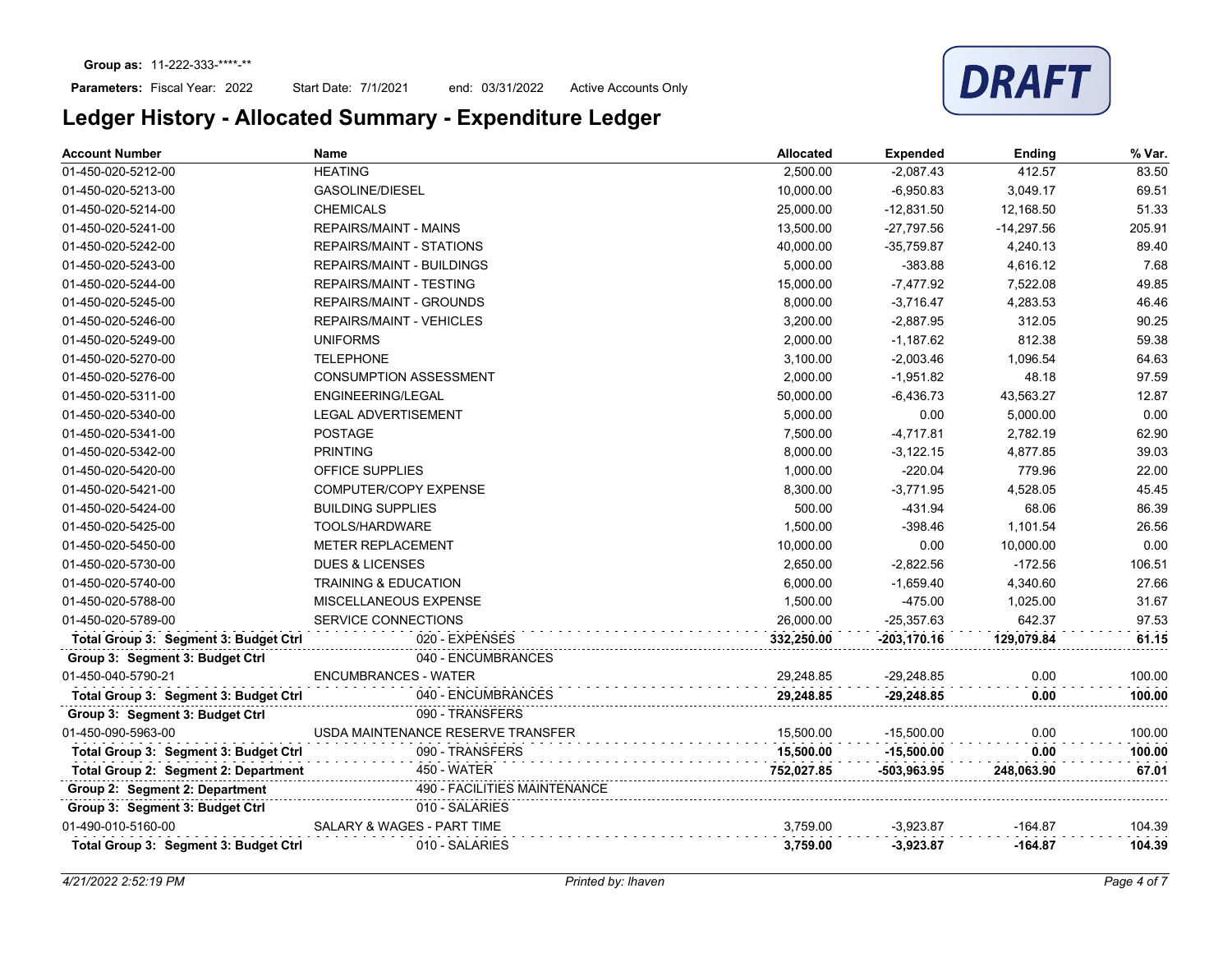**Group as:** 11-222-333-****-**

**Parameters:** Fiscal Year: 2022    Start Date: 7/1/2021    end: 03/31/2022    Active Accounts Only

DRAFT

# Ledger History - Allocated Summary - Expenditure Ledger

| Account Number | Name | Allocated | Expended | Ending | % Var. |
|---|---|---|---|---|---|
| 01-450-020-5212-00 | HEATING | 2,500.00 | -2,087.43 | 412.57 | 83.50 |
| 01-450-020-5213-00 | GASOLINE/DIESEL | 10,000.00 | -6,950.83 | 3,049.17 | 69.51 |
| 01-450-020-5214-00 | CHEMICALS | 25,000.00 | -12,831.50 | 12,168.50 | 51.33 |
| 01-450-020-5241-00 | REPAIRS/MAINT - MAINS | 13,500.00 | -27,797.56 | -14,297.56 | 205.91 |
| 01-450-020-5242-00 | REPAIRS/MAINT - STATIONS | 40,000.00 | -35,759.87 | 4,240.13 | 89.40 |
| 01-450-020-5243-00 | REPAIRS/MAINT - BUILDINGS | 5,000.00 | -383.88 | 4,616.12 | 7.68 |
| 01-450-020-5244-00 | REPAIRS/MAINT - TESTING | 15,000.00 | -7,477.92 | 7,522.08 | 49.85 |
| 01-450-020-5245-00 | REPAIRS/MAINT - GROUNDS | 8,000.00 | -3,716.47 | 4,283.53 | 46.46 |
| 01-450-020-5246-00 | REPAIRS/MAINT - VEHICLES | 3,200.00 | -2,887.95 | 312.05 | 90.25 |
| 01-450-020-5249-00 | UNIFORMS | 2,000.00 | -1,187.62 | 812.38 | 59.38 |
| 01-450-020-5270-00 | TELEPHONE | 3,100.00 | -2,003.46 | 1,096.54 | 64.63 |
| 01-450-020-5276-00 | CONSUMPTION ASSESSMENT | 2,000.00 | -1,951.82 | 48.18 | 97.59 |
| 01-450-020-5311-00 | ENGINEERING/LEGAL | 50,000.00 | -6,436.73 | 43,563.27 | 12.87 |
| 01-450-020-5340-00 | LEGAL ADVERTISEMENT | 5,000.00 | 0.00 | 5,000.00 | 0.00 |
| 01-450-020-5341-00 | POSTAGE | 7,500.00 | -4,717.81 | 2,782.19 | 62.90 |
| 01-450-020-5342-00 | PRINTING | 8,000.00 | -3,122.15 | 4,877.85 | 39.03 |
| 01-450-020-5420-00 | OFFICE SUPPLIES | 1,000.00 | -220.04 | 779.96 | 22.00 |
| 01-450-020-5421-00 | COMPUTER/COPY EXPENSE | 8,300.00 | -3,771.95 | 4,528.05 | 45.45 |
| 01-450-020-5424-00 | BUILDING SUPPLIES | 500.00 | -431.94 | 68.06 | 86.39 |
| 01-450-020-5425-00 | TOOLS/HARDWARE | 1,500.00 | -398.46 | 1,101.54 | 26.56 |
| 01-450-020-5450-00 | METER REPLACEMENT | 10,000.00 | 0.00 | 10,000.00 | 0.00 |
| 01-450-020-5730-00 | DUES & LICENSES | 2,650.00 | -2,822.56 | -172.56 | 106.51 |
| 01-450-020-5740-00 | TRAINING & EDUCATION | 6,000.00 | -1,659.40 | 4,340.60 | 27.66 |
| 01-450-020-5788-00 | MISCELLANEOUS EXPENSE | 1,500.00 | -475.00 | 1,025.00 | 31.67 |
| 01-450-020-5789-00 | SERVICE CONNECTIONS | 26,000.00 | -25,357.63 | 642.37 | 97.53 |
| **Total Group 3: Segment 3: Budget Ctrl** | 020 - EXPENSES | **332,250.00** | **-203,170.16** | **129,079.84** | **61.15** |
| **Group 3: Segment 3: Budget Ctrl** | 040 - ENCUMBRANCES | | | | |
| 01-450-040-5790-21 | ENCUMBRANCES - WATER | 29,248.85 | -29,248.85 | 0.00 | 100.00 |
| **Total Group 3: Segment 3: Budget Ctrl** | 040 - ENCUMBRANCES | **29,248.85** | **-29,248.85** | **0.00** | **100.00** |
| **Group 3: Segment 3: Budget Ctrl** | 090 - TRANSFERS | | | | |
| 01-450-090-5963-00 | USDA MAINTENANCE RESERVE TRANSFER | 15,500.00 | -15,500.00 | 0.00 | 100.00 |
| **Total Group 3: Segment 3: Budget Ctrl** | 090 - TRANSFERS | **15,500.00** | **-15,500.00** | **0.00** | **100.00** |
| **Total Group 2: Segment 2: Department** | 450 - WATER | **752,027.85** | **-503,963.95** | **248,063.90** | **67.01** |
| **Group 2: Segment 2: Department** | 490 - FACILITIES MAINTENANCE | | | | |
| **Group 3: Segment 3: Budget Ctrl** | 010 - SALARIES | | | | |
| 01-490-010-5160-00 | SALARY & WAGES - PART TIME | 3,759.00 | -3,923.87 | -164.87 | 104.39 |
| **Total Group 3: Segment 3: Budget Ctrl** | 010 - SALARIES | **3,759.00** | **-3,923.87** | **-164.87** | **104.39** |

*4/21/2022 2:52:19 PM*    *Printed by: lhaven*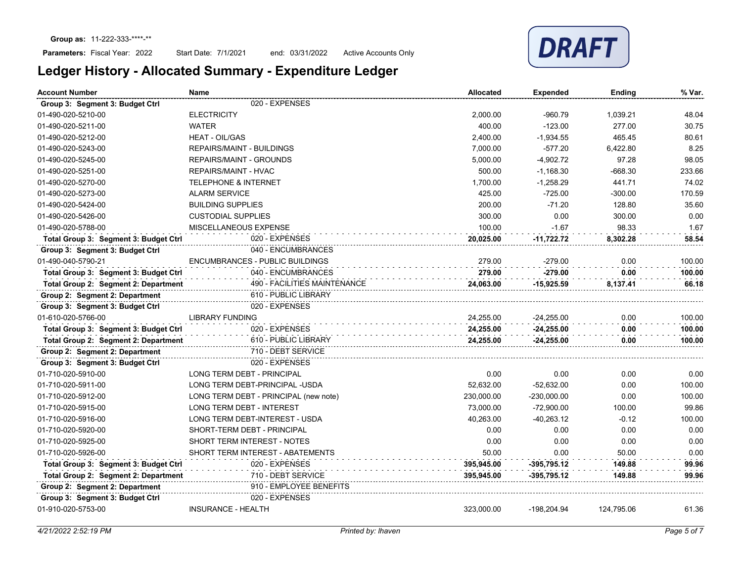**Group as:** 11-222-333-\*\*\*\*-\*\*

**Parameters:** Fiscal Year: 2022 Start Date: 7/1/2021 end: 03/31/2022 Active Accounts Only

DRAFT

# Ledger History - Allocated Summary - Expenditure Ledger

| Account Number | Name | Allocated | Expended | Ending | % Var. |
|---|---|---|---|---|---|
| **Group 3: Segment 3: Budget Ctrl** | 020 - EXPENSES | | | | |
| 01-490-020-5210-00 | ELECTRICITY | 2,000.00 | -960.79 | 1,039.21 | 48.04 |
| 01-490-020-5211-00 | WATER | 400.00 | -123.00 | 277.00 | 30.75 |
| 01-490-020-5212-00 | HEAT - OIL/GAS | 2,400.00 | -1,934.55 | 465.45 | 80.61 |
| 01-490-020-5243-00 | REPAIRS/MAINT - BUILDINGS | 7,000.00 | -577.20 | 6,422.80 | 8.25 |
| 01-490-020-5245-00 | REPAIRS/MAINT - GROUNDS | 5,000.00 | -4,902.72 | 97.28 | 98.05 |
| 01-490-020-5251-00 | REPAIRS/MAINT - HVAC | 500.00 | -1,168.30 | -668.30 | 233.66 |
| 01-490-020-5270-00 | TELEPHONE & INTERNET | 1,700.00 | -1,258.29 | 441.71 | 74.02 |
| 01-490-020-5273-00 | ALARM SERVICE | 425.00 | -725.00 | -300.00 | 170.59 |
| 01-490-020-5424-00 | BUILDING SUPPLIES | 200.00 | -71.20 | 128.80 | 35.60 |
| 01-490-020-5426-00 | CUSTODIAL SUPPLIES | 300.00 | 0.00 | 300.00 | 0.00 |
| 01-490-020-5788-00 | MISCELLANEOUS EXPENSE | 100.00 | -1.67 | 98.33 | 1.67 |
| **Total Group 3: Segment 3: Budget Ctrl** | 020 - EXPENSES | **20,025.00** | **-11,722.72** | **8,302.28** | **58.54** |
| **Group 3: Segment 3: Budget Ctrl** | 040 - ENCUMBRANCES | | | | |
| 01-490-040-5790-21 | ENCUMBRANCES - PUBLIC BUILDINGS | 279.00 | -279.00 | 0.00 | 100.00 |
| **Total Group 3: Segment 3: Budget Ctrl** | 040 - ENCUMBRANCES | **279.00** | **-279.00** | **0.00** | **100.00** |
| **Total Group 2: Segment 2: Department** | 490 - FACILITIES MAINTENANCE | **24,063.00** | **-15,925.59** | **8,137.41** | **66.18** |
| **Group 2: Segment 2: Department** | 610 - PUBLIC LIBRARY | | | | |
| **Group 3: Segment 3: Budget Ctrl** | 020 - EXPENSES | | | | |
| 01-610-020-5766-00 | LIBRARY FUNDING | 24,255.00 | -24,255.00 | 0.00 | 100.00 |
| **Total Group 3: Segment 3: Budget Ctrl** | 020 - EXPENSES | **24,255.00** | **-24,255.00** | **0.00** | **100.00** |
| **Total Group 2: Segment 2: Department** | 610 - PUBLIC LIBRARY | **24,255.00** | **-24,255.00** | **0.00** | **100.00** |
| **Group 2: Segment 2: Department** | 710 - DEBT SERVICE | | | | |
| **Group 3: Segment 3: Budget Ctrl** | 020 - EXPENSES | | | | |
| 01-710-020-5910-00 | LONG TERM DEBT - PRINCIPAL | 0.00 | 0.00 | 0.00 | 0.00 |
| 01-710-020-5911-00 | LONG TERM DEBT-PRINCIPAL -USDA | 52,632.00 | -52,632.00 | 0.00 | 100.00 |
| 01-710-020-5912-00 | LONG TERM DEBT - PRINCIPAL (new note) | 230,000.00 | -230,000.00 | 0.00 | 100.00 |
| 01-710-020-5915-00 | LONG TERM DEBT - INTEREST | 73,000.00 | -72,900.00 | 100.00 | 99.86 |
| 01-710-020-5916-00 | LONG TERM DEBT-INTEREST - USDA | 40,263.00 | -40,263.12 | -0.12 | 100.00 |
| 01-710-020-5920-00 | SHORT-TERM DEBT - PRINCIPAL | 0.00 | 0.00 | 0.00 | 0.00 |
| 01-710-020-5925-00 | SHORT TERM INTEREST - NOTES | 0.00 | 0.00 | 0.00 | 0.00 |
| 01-710-020-5926-00 | SHORT TERM INTEREST - ABATEMENTS | 50.00 | 0.00 | 50.00 | 0.00 |
| **Total Group 3: Segment 3: Budget Ctrl** | 020 - EXPENSES | **395,945.00** | **-395,795.12** | **149.88** | **99.96** |
| **Total Group 2: Segment 2: Department** | 710 - DEBT SERVICE | **395,945.00** | **-395,795.12** | **149.88** | **99.96** |
| **Group 2: Segment 2: Department** | 910 - EMPLOYEE BENEFITS | | | | |
| **Group 3: Segment 3: Budget Ctrl** | 020 - EXPENSES | | | | |
| 01-910-020-5753-00 | INSURANCE - HEALTH | 323,000.00 | -198,204.94 | 124,795.06 | 61.36 |

*4/21/2022 2:52:19 PM* *Printed by: lhaven*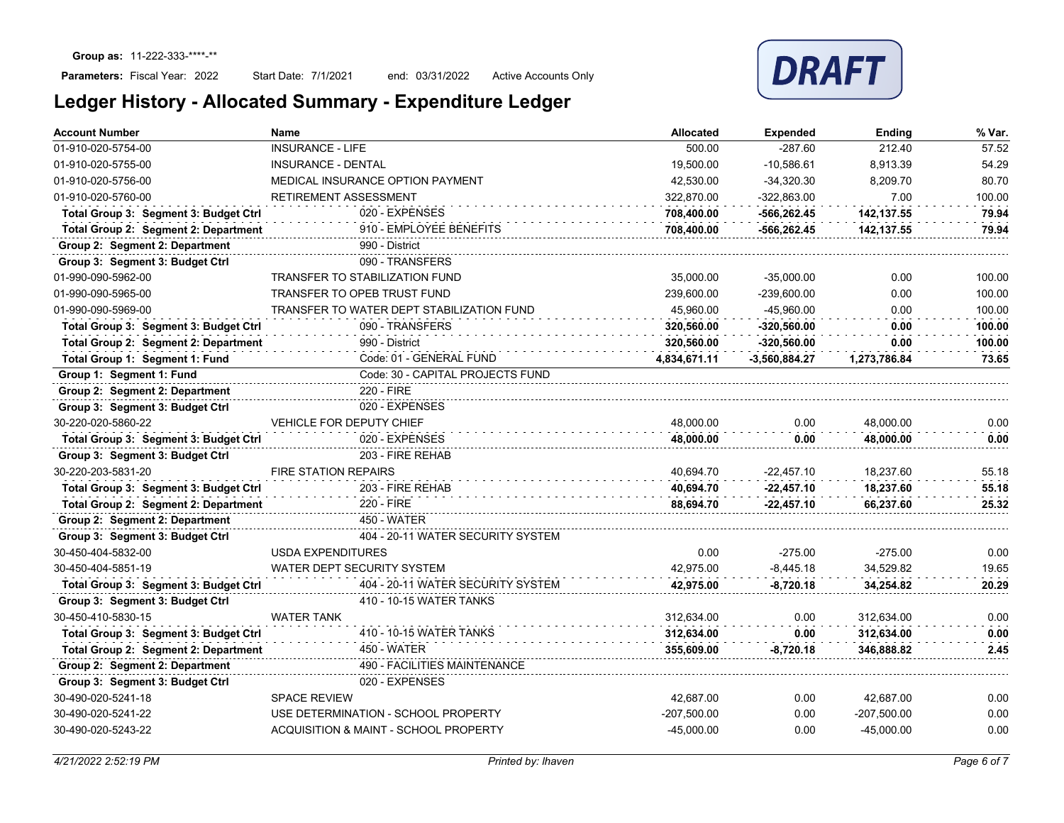**Group as:** 11-222-333-\*\*\*\*-\*\*

**Parameters:** Fiscal Year: 2022 Start Date: 7/1/2021 end: 03/31/2022 Active Accounts Only

DRAFT

# Ledger History - Allocated Summary - Expenditure Ledger

| Account Number | Name | Allocated | Expended | Ending | % Var. |
|---|---|---|---|---|---|
| 01-910-020-5754-00 | INSURANCE - LIFE | 500.00 | -287.60 | 212.40 | 57.52 |
| 01-910-020-5755-00 | INSURANCE - DENTAL | 19,500.00 | -10,586.61 | 8,913.39 | 54.29 |
| 01-910-020-5756-00 | MEDICAL INSURANCE OPTION PAYMENT | 42,530.00 | -34,320.30 | 8,209.70 | 80.70 |
| 01-910-020-5760-00 | RETIREMENT ASSESSMENT | 322,870.00 | -322,863.00 | 7.00 | 100.00 |
| **Total Group 3: Segment 3: Budget Ctrl** | 020 - EXPENSES | **708,400.00** | **-566,262.45** | **142,137.55** | **79.94** |
| **Total Group 2: Segment 2: Department** | 910 - EMPLOYEE BENEFITS | **708,400.00** | **-566,262.45** | **142,137.55** | **79.94** |
| **Group 2: Segment 2: Department** | 990 - District | | | | |
| **Group 3: Segment 3: Budget Ctrl** | 090 - TRANSFERS | | | | |
| 01-990-090-5962-00 | TRANSFER TO STABILIZATION FUND | 35,000.00 | -35,000.00 | 0.00 | 100.00 |
| 01-990-090-5965-00 | TRANSFER TO OPEB TRUST FUND | 239,600.00 | -239,600.00 | 0.00 | 100.00 |
| 01-990-090-5969-00 | TRANSFER TO WATER DEPT STABILIZATION FUND | 45,960.00 | -45,960.00 | 0.00 | 100.00 |
| **Total Group 3: Segment 3: Budget Ctrl** | 090 - TRANSFERS | **320,560.00** | **-320,560.00** | **0.00** | **100.00** |
| **Total Group 2: Segment 2: Department** | 990 - District | **320,560.00** | **-320,560.00** | **0.00** | **100.00** |
| **Total Group 1: Segment 1: Fund** | Code: 01 - GENERAL FUND | **4,834,671.11** | **-3,560,884.27** | **1,273,786.84** | **73.65** |
| **Group 1: Segment 1: Fund** | Code: 30 - CAPITAL PROJECTS FUND | | | | |
| **Group 2: Segment 2: Department** | 220 - FIRE | | | | |
| **Group 3: Segment 3: Budget Ctrl** | 020 - EXPENSES | | | | |
| 30-220-020-5860-22 | VEHICLE FOR DEPUTY CHIEF | 48,000.00 | 0.00 | 48,000.00 | 0.00 |
| **Total Group 3: Segment 3: Budget Ctrl** | 020 - EXPENSES | **48,000.00** | **0.00** | **48,000.00** | **0.00** |
| **Group 3: Segment 3: Budget Ctrl** | 203 - FIRE REHAB | | | | |
| 30-220-203-5831-20 | FIRE STATION REPAIRS | 40,694.70 | -22,457.10 | 18,237.60 | 55.18 |
| **Total Group 3: Segment 3: Budget Ctrl** | 203 - FIRE REHAB | **40,694.70** | **-22,457.10** | **18,237.60** | **55.18** |
| **Total Group 2: Segment 2: Department** | 220 - FIRE | **88,694.70** | **-22,457.10** | **66,237.60** | **25.32** |
| **Group 2: Segment 2: Department** | 450 - WATER | | | | |
| **Group 3: Segment 3: Budget Ctrl** | 404 - 20-11 WATER SECURITY SYSTEM | | | | |
| 30-450-404-5832-00 | USDA EXPENDITURES | 0.00 | -275.00 | -275.00 | 0.00 |
| 30-450-404-5851-19 | WATER DEPT SECURITY SYSTEM | 42,975.00 | -8,445.18 | 34,529.82 | 19.65 |
| **Total Group 3: Segment 3: Budget Ctrl** | 404 - 20-11 WATER SECURITY SYSTEM | **42,975.00** | **-8,720.18** | **34,254.82** | **20.29** |
| **Group 3: Segment 3: Budget Ctrl** | 410 - 10-15 WATER TANKS | | | | |
| 30-450-410-5830-15 | WATER TANK | 312,634.00 | 0.00 | 312,634.00 | 0.00 |
| **Total Group 3: Segment 3: Budget Ctrl** | 410 - 10-15 WATER TANKS | **312,634.00** | **0.00** | **312,634.00** | **0.00** |
| **Total Group 2: Segment 2: Department** | 450 - WATER | **355,609.00** | **-8,720.18** | **346,888.82** | **2.45** |
| **Group 2: Segment 2: Department** | 490 - FACILITIES MAINTENANCE | | | | |
| **Group 3: Segment 3: Budget Ctrl** | 020 - EXPENSES | | | | |
| 30-490-020-5241-18 | SPACE REVIEW | 42,687.00 | 0.00 | 42,687.00 | 0.00 |
| 30-490-020-5241-22 | USE DETERMINATION - SCHOOL PROPERTY | -207,500.00 | 0.00 | -207,500.00 | 0.00 |
| 30-490-020-5243-22 | ACQUISITION & MAINT - SCHOOL PROPERTY | -45,000.00 | 0.00 | -45,000.00 | 0.00 |

*4/21/2022 2:52:19 PM* *Printed by: lhaven*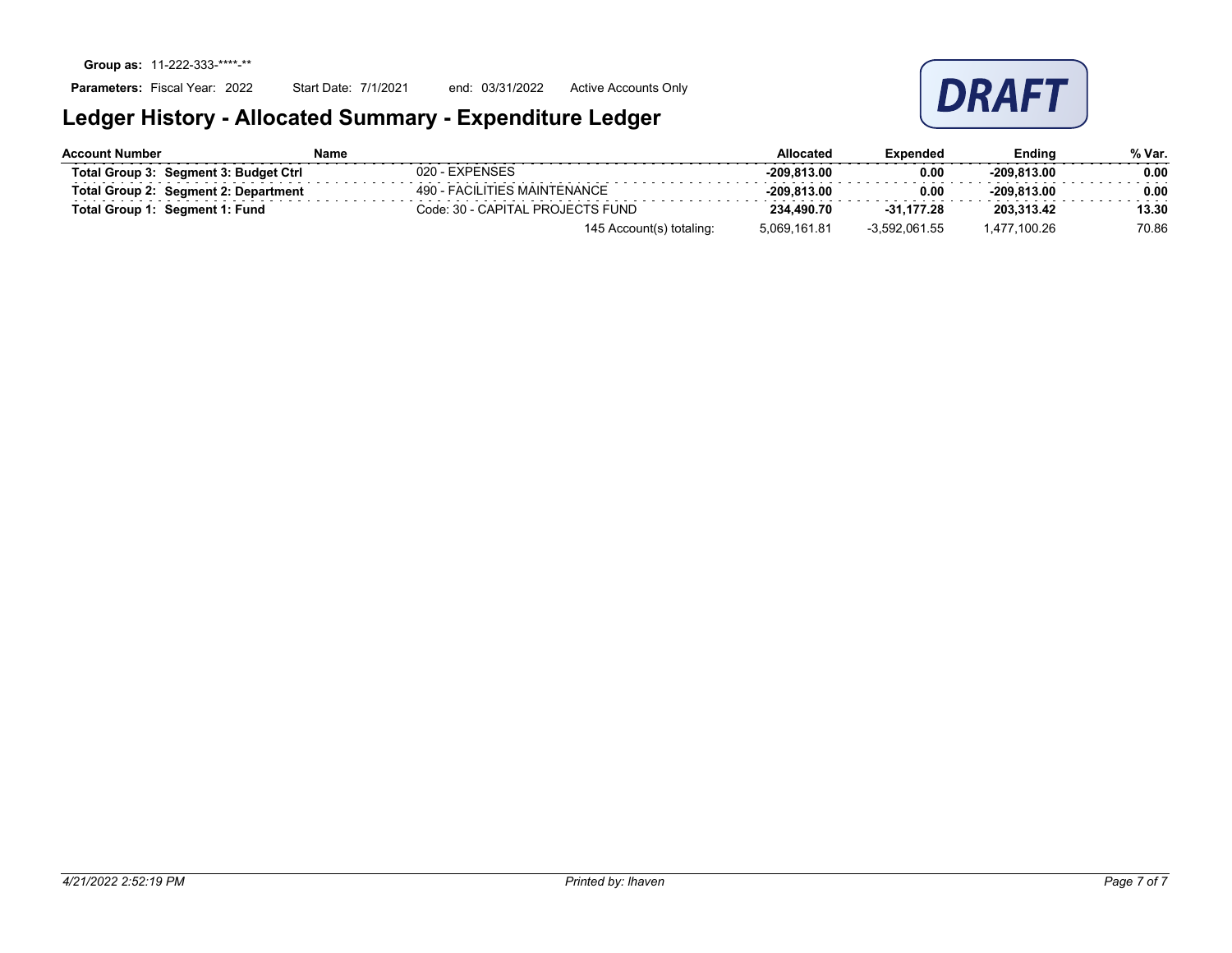**Group as:** 11-222-333-****-**

**Parameters:** Fiscal Year: 2022 Start Date: 7/1/2021 end: 03/31/2022 Active Accounts Only

# Ledger History - Allocated Summary - Expenditure Ledger

DRAFT

| Account Number | Name | Allocated | Expended | Ending | % Var. |
|---|---|---|---|---|---|
| **Total Group 3: Segment 3: Budget Ctrl** | 020 - EXPENSES | **-209,813.00** | **0.00** | **-209,813.00** | **0.00** |
| **Total Group 2: Segment 2: Department** | 490 - FACILITIES MAINTENANCE | **-209,813.00** | **0.00** | **-209,813.00** | **0.00** |
| **Total Group 1: Segment 1: Fund** | Code: 30 - CAPITAL PROJECTS FUND | **234,490.70** | **-31,177.28** | **203,313.42** | **13.30** |
| | 145 Account(s) totaling: | 5,069,161.81 | -3,592,061.55 | 1,477,100.26 | 70.86 |

*4/21/2022 2:52:19 PM* *Printed by: lhaven*